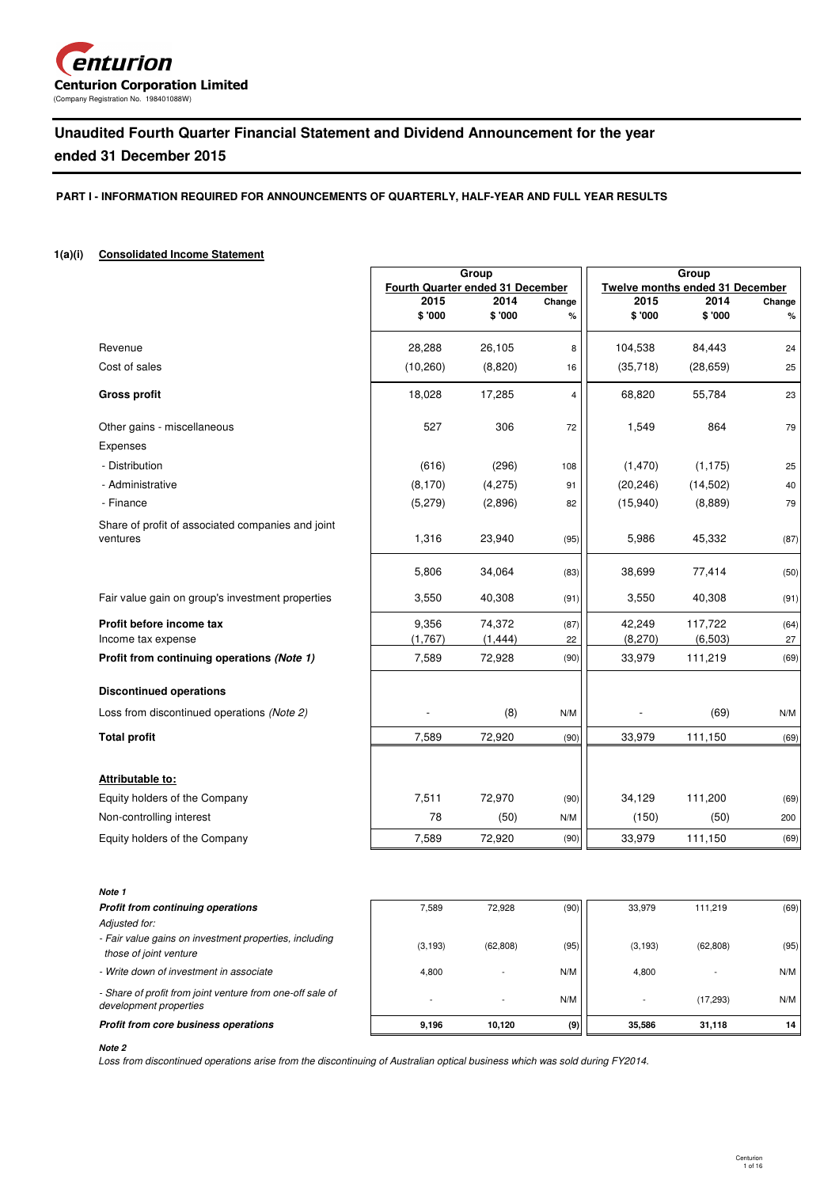Centurion Corporation Limited
(Company Registration No. 198401088W)

# Unaudited Fourth Quarter Financial Statement and Dividend Announcement for the year ended 31 December 2015

## PART I - INFORMATION REQUIRED FOR ANNOUNCEMENTS OF QUARTERLY, HALF-YEAR AND FULL YEAR RESULTS

### 1(a)(i) Consolidated Income Statement

| | Group | | | Group | | |
|---|---|---|---|---|---|---|
| | Fourth Quarter ended 31 December | | | Twelve months ended 31 December | | |
| | 2015 $ '000 | 2014 $ '000 | Change % | 2015 $ '000 | 2014 $ '000 | Change % |
| Revenue | 28,288 | 26,105 | 8 | 104,538 | 84,443 | 24 |
| Cost of sales | (10,260) | (8,820) | 16 | (35,718) | (28,659) | 25 |
| **Gross profit** | 18,028 | 17,285 | 4 | 68,820 | 55,784 | 23 |
| Other gains - miscellaneous | 527 | 306 | 72 | 1,549 | 864 | 79 |
| Expenses | | | | | | |
| - Distribution | (616) | (296) | 108 | (1,470) | (1,175) | 25 |
| - Administrative | (8,170) | (4,275) | 91 | (20,246) | (14,502) | 40 |
| - Finance | (5,279) | (2,896) | 82 | (15,940) | (8,889) | 79 |
| Share of profit of associated companies and joint ventures | 1,316 | 23,940 | (95) | 5,986 | 45,332 | (87) |
| | 5,806 | 34,064 | (83) | 38,699 | 77,414 | (50) |
| Fair value gain on group's investment properties | 3,550 | 40,308 | (91) | 3,550 | 40,308 | (91) |
| **Profit before income tax** | 9,356 | 74,372 | (87) | 42,249 | 117,722 | (64) |
| Income tax expense | (1,767) | (1,444) | 22 | (8,270) | (6,503) | 27 |
| **Profit from continuing operations *(Note 1)*** | 7,589 | 72,928 | (90) | 33,979 | 111,219 | (69) |
| **Discontinued operations** | | | | | | |
| Loss from discontinued operations *(Note 2)* | - | (8) | N/M | - | (69) | N/M |
| **Total profit** | 7,589 | 72,920 | (90) | 33,979 | 111,150 | (69) |
| **Attributable to:** | | | | | | |
| Equity holders of the Company | 7,511 | 72,970 | (90) | 34,129 | 111,200 | (69) |
| Non-controlling interest | 78 | (50) | N/M | (150) | (50) | 200 |
| Equity holders of the Company | 7,589 | 72,920 | (90) | 33,979 | 111,150 | (69) |

***Note 1***

| | 4Q 2015 | 4Q 2014 | Change % | FY 2015 | FY 2014 | Change % |
|---|---|---|---|---|---|---|
| ***Profit from continuing operations*** | 7,589 | 72,928 | (90) | 33,979 | 111,219 | (69) |
| *Adjusted for:* | | | | | | |
| *- Fair value gains on investment properties, including those of joint venture* | (3,193) | (62,808) | (95) | (3,193) | (62,808) | (95) |
| *- Write down of investment in associate* | 4,800 | - | N/M | 4,800 | - | N/M |
| *- Share of profit from joint venture from one-off sale of development properties* | - | - | N/M | - | (17,293) | N/M |
| ***Profit from core business operations*** | **9,196** | **10,120** | **(9)** | **35,586** | **31,118** | **14** |

***Note 2***

*Loss from discontinued operations arise from the discontinuing of Australian optical business which was sold during FY2014.*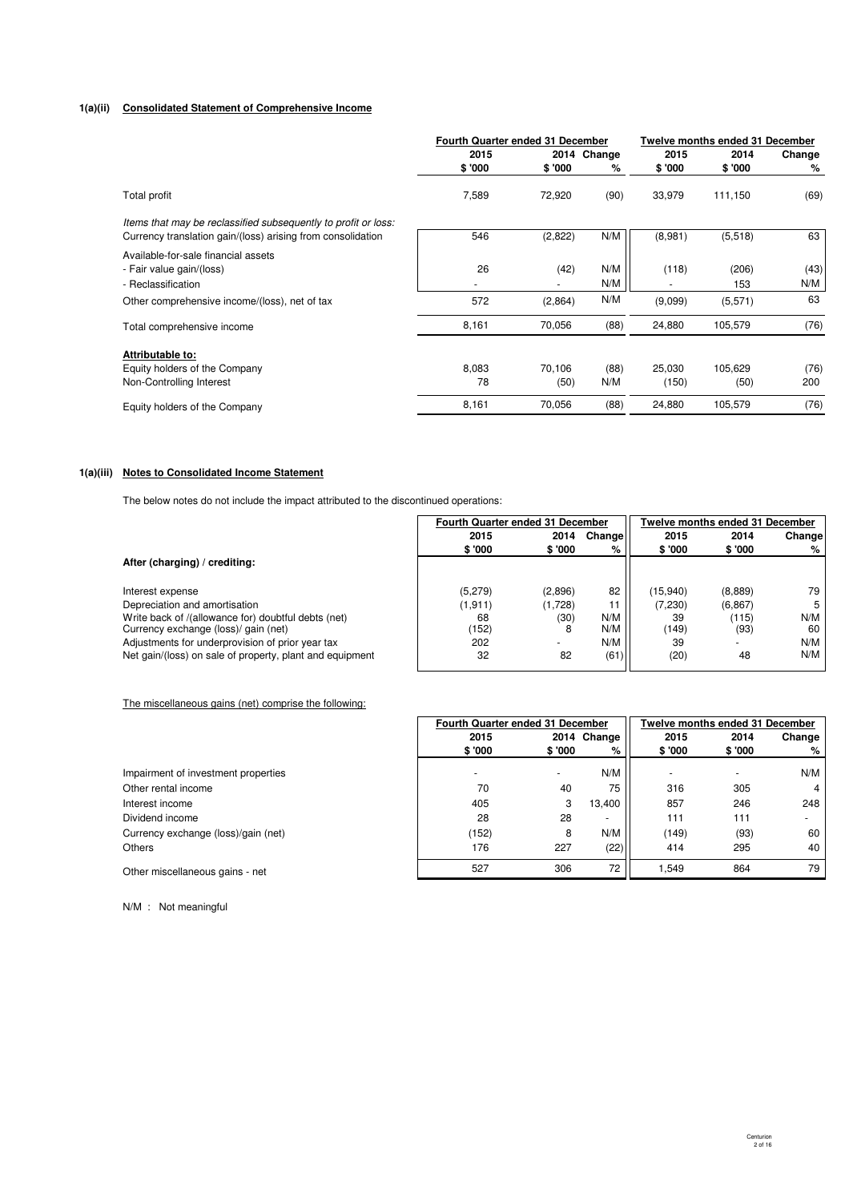### 1(a)(ii) Consolidated Statement of Comprehensive Income

| | Fourth Quarter ended 31 December | | | Twelve months ended 31 December | | |
|---|---|---|---|---|---|---|
| | 2015 | 2014 | Change | 2015 | 2014 | Change |
| | $ '000 | $ '000 | % | $ '000 | $ '000 | % |
| Total profit | 7,589 | 72,920 | (90) | 33,979 | 111,150 | (69) |
| *Items that may be reclassified subsequently to profit or loss:* | | | | | | |
| Currency translation gain/(loss) arising from consolidation | 546 | (2,822) | N/M | (8,981) | (5,518) | 63 |
| Available-for-sale financial assets | | | | | | |
| - Fair value gain/(loss) | 26 | (42) | N/M | (118) | (206) | (43) |
| - Reclassification | - | - | N/M | - | 153 | N/M |
| Other comprehensive income/(loss), net of tax | 572 | (2,864) | N/M | (9,099) | (5,571) | 63 |
| Total comprehensive income | 8,161 | 70,056 | (88) | 24,880 | 105,579 | (76) |
| **Attributable to:** | | | | | | |
| Equity holders of the Company | 8,083 | 70,106 | (88) | 25,030 | 105,629 | (76) |
| Non-Controlling Interest | 78 | (50) | N/M | (150) | (50) | 200 |
| Equity holders of the Company | 8,161 | 70,056 | (88) | 24,880 | 105,579 | (76) |

### 1(a)(iii) Notes to Consolidated Income Statement

The below notes do not include the impact attributed to the discontinued operations:

| | Fourth Quarter ended 31 December | | | Twelve months ended 31 December | | |
|---|---|---|---|---|---|---|
| | 2015 | 2014 | Change | 2015 | 2014 | Change |
| | $ '000 | $ '000 | % | $ '000 | $ '000 | % |
| **After (charging) / crediting:** | | | | | | |
| Interest expense | (5,279) | (2,896) | 82 | (15,940) | (8,889) | 79 |
| Depreciation and amortisation | (1,911) | (1,728) | 11 | (7,230) | (6,867) | 5 |
| Write back of /(allowance for) doubtful debts (net) | 68 | (30) | N/M | 39 | (115) | N/M |
| Currency exchange (loss)/ gain (net) | (152) | 8 | N/M | (149) | (93) | 60 |
| Adjustments for underprovision of prior year tax | 202 | - | N/M | 39 | - | N/M |
| Net gain/(loss) on sale of property, plant and equipment | 32 | 82 | (61) | (20) | 48 | N/M |

The miscellaneous gains (net) comprise the following:

| | Fourth Quarter ended 31 December | | | Twelve months ended 31 December | | |
|---|---|---|---|---|---|---|
| | 2015 | 2014 | Change | 2015 | 2014 | Change |
| | $ '000 | $ '000 | % | $ '000 | $ '000 | % |
| Impairment of investment properties | - | - | N/M | - | - | N/M |
| Other rental income | 70 | 40 | 75 | 316 | 305 | 4 |
| Interest income | 405 | 3 | 13,400 | 857 | 246 | 248 |
| Dividend income | 28 | 28 | - | 111 | 111 | - |
| Currency exchange (loss)/gain (net) | (152) | 8 | N/M | (149) | (93) | 60 |
| Others | 176 | 227 | (22) | 414 | 295 | 40 |
| Other miscellaneous gains - net | 527 | 306 | 72 | 1,549 | 864 | 79 |

N/M : Not meaningful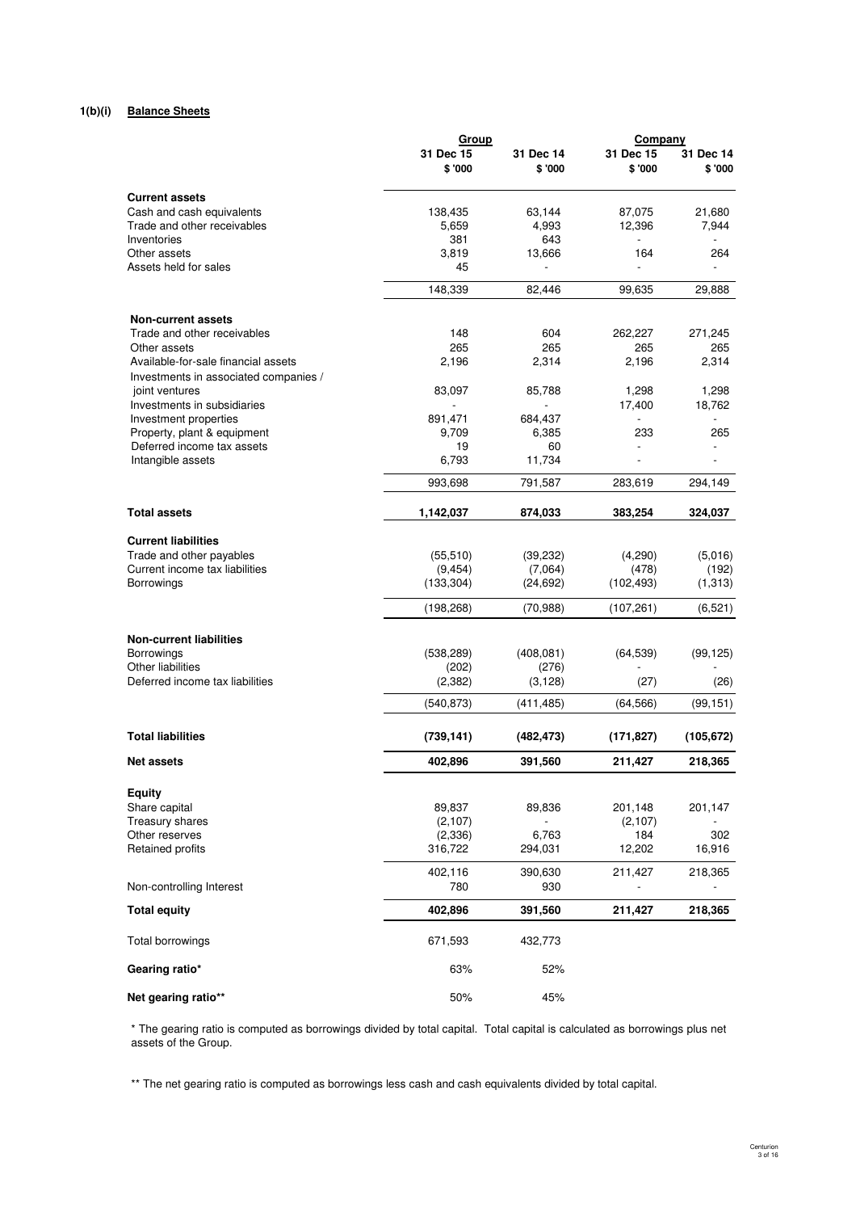## 1(b)(i) Balance Sheets

| | Group | | Company | |
|---|---|---|---|---|
| | 31 Dec 15 | 31 Dec 14 | 31 Dec 15 | 31 Dec 14 |
| | $ '000 | $ '000 | $ '000 | $ '000 |
| **Current assets** | | | | |
| Cash and cash equivalents | 138,435 | 63,144 | 87,075 | 21,680 |
| Trade and other receivables | 5,659 | 4,993 | 12,396 | 7,944 |
| Inventories | 381 | 643 | - | - |
| Other assets | 3,819 | 13,666 | 164 | 264 |
| Assets held for sales | 45 | - | - | - |
| | 148,339 | 82,446 | 99,635 | 29,888 |
| **Non-current assets** | | | | |
| Trade and other receivables | 148 | 604 | 262,227 | 271,245 |
| Other assets | 265 | 265 | 265 | 265 |
| Available-for-sale financial assets | 2,196 | 2,314 | 2,196 | 2,314 |
| Investments in associated companies / joint ventures | 83,097 | 85,788 | 1,298 | 1,298 |
| Investments in subsidiaries | - | - | 17,400 | 18,762 |
| Investment properties | 891,471 | 684,437 | - | - |
| Property, plant & equipment | 9,709 | 6,385 | 233 | 265 |
| Deferred income tax assets | 19 | 60 | - | - |
| Intangible assets | 6,793 | 11,734 | - | - |
| | 993,698 | 791,587 | 283,619 | 294,149 |
| **Total assets** | **1,142,037** | **874,033** | **383,254** | **324,037** |
| **Current liabilities** | | | | |
| Trade and other payables | (55,510) | (39,232) | (4,290) | (5,016) |
| Current income tax liabilities | (9,454) | (7,064) | (478) | (192) |
| Borrowings | (133,304) | (24,692) | (102,493) | (1,313) |
| | (198,268) | (70,988) | (107,261) | (6,521) |
| **Non-current liabilities** | | | | |
| Borrowings | (538,289) | (408,081) | (64,539) | (99,125) |
| Other liabilities | (202) | (276) | - | - |
| Deferred income tax liabilities | (2,382) | (3,128) | (27) | (26) |
| | (540,873) | (411,485) | (64,566) | (99,151) |
| **Total liabilities** | **(739,141)** | **(482,473)** | **(171,827)** | **(105,672)** |
| **Net assets** | **402,896** | **391,560** | **211,427** | **218,365** |
| **Equity** | | | | |
| Share capital | 89,837 | 89,836 | 201,148 | 201,147 |
| Treasury shares | (2,107) | - | (2,107) | - |
| Other reserves | (2,336) | 6,763 | 184 | 302 |
| Retained profits | 316,722 | 294,031 | 12,202 | 16,916 |
| | 402,116 | 390,630 | 211,427 | 218,365 |
| Non-controlling Interest | 780 | 930 | - | - |
| **Total equity** | **402,896** | **391,560** | **211,427** | **218,365** |
| Total borrowings | 671,593 | 432,773 | | |
| **Gearing ratio*** | 63% | 52% | | |
| **Net gearing ratio**** | 50% | 45% | | |

* The gearing ratio is computed as borrowings divided by total capital. Total capital is calculated as borrowings plus net assets of the Group.

** The net gearing ratio is computed as borrowings less cash and cash equivalents divided by total capital.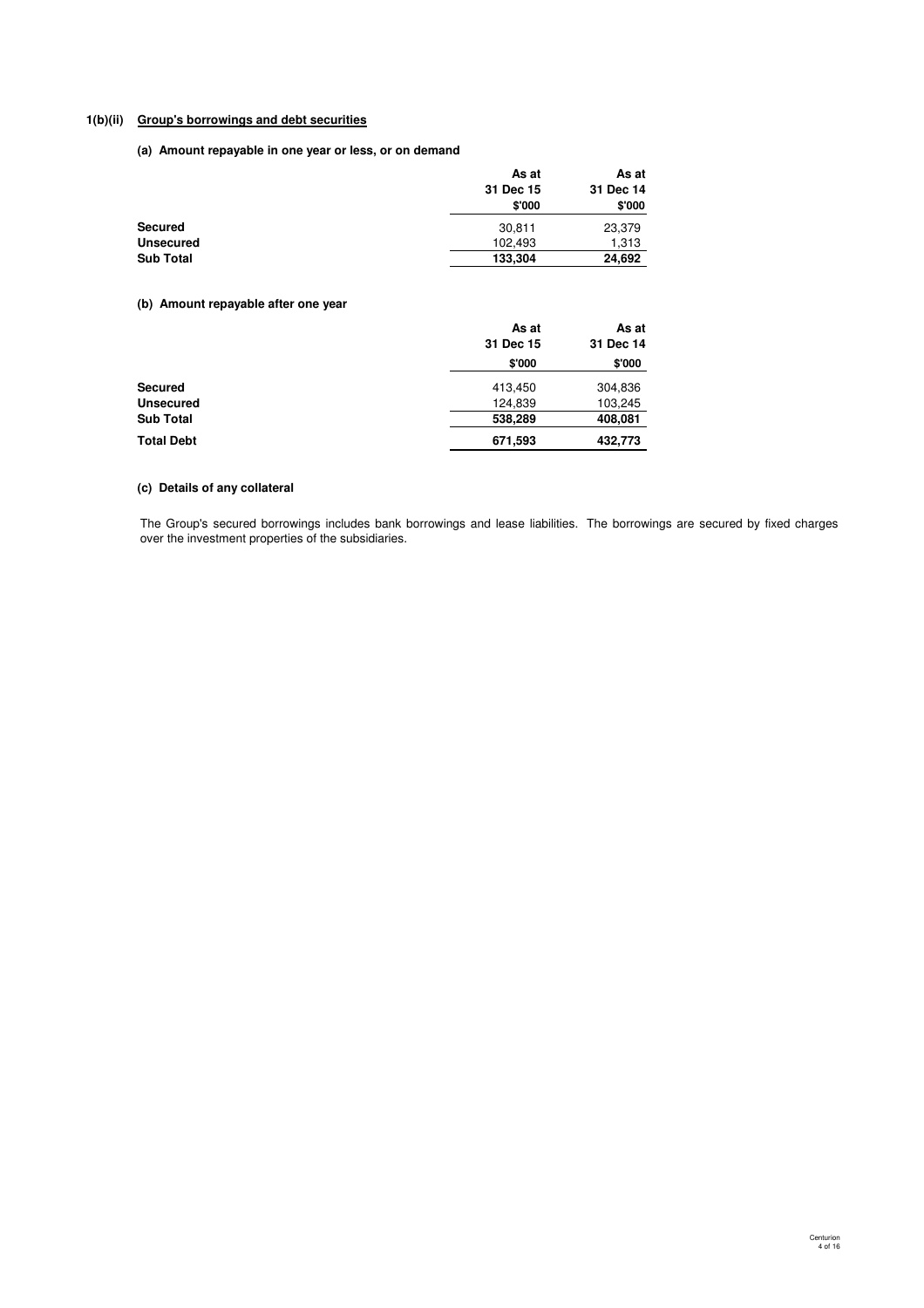## 1(b)(ii) Group's borrowings and debt securities

### (a) Amount repayable in one year or less, or on demand

| | As at 31 Dec 15 $'000 | As at 31 Dec 14 $'000 |
|---|---|---|
| **Secured** | 30,811 | 23,379 |
| **Unsecured** | 102,493 | 1,313 |
| **Sub Total** | **133,304** | **24,692** |

### (b) Amount repayable after one year

| | As at 31 Dec 15 $'000 | As at 31 Dec 14 $'000 |
|---|---|---|
| **Secured** | 413,450 | 304,836 |
| **Unsecured** | 124,839 | 103,245 |
| **Sub Total** | **538,289** | **408,081** |
| **Total Debt** | **671,593** | **432,773** |

### (c) Details of any collateral

The Group's secured borrowings includes bank borrowings and lease liabilities. The borrowings are secured by fixed charges over the investment properties of the subsidiaries.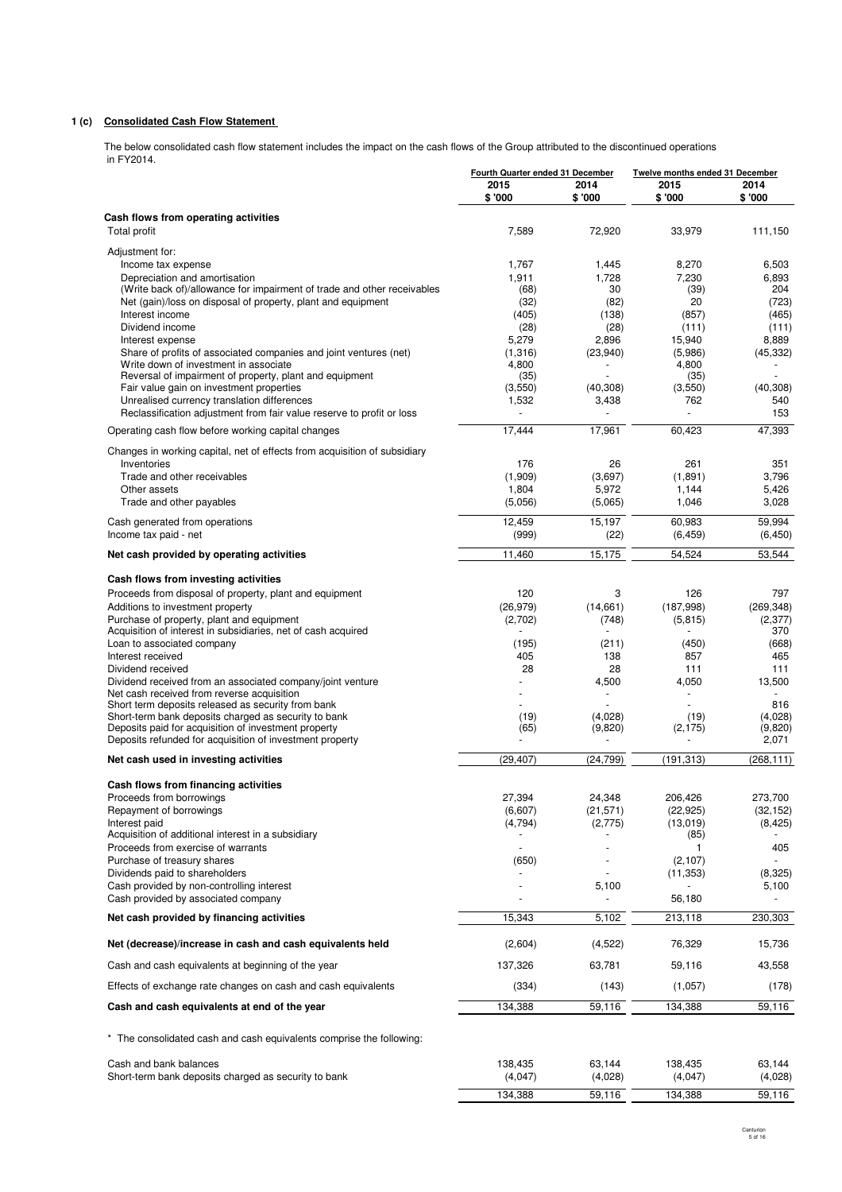## 1 (c) Consolidated Cash Flow Statement

The below consolidated cash flow statement includes the impact on the cash flows of the Group attributed to the discontinued operations in FY2014.

| | Fourth Quarter ended 31 December | | Twelve months ended 31 December | |
|---|---|---|---|---|
| | 2015 | 2014 | 2015 | 2014 |
| | $ '000 | $ '000 | $ '000 | $ '000 |
| **Cash flows from operating activities** | | | | |
| Total profit | 7,589 | 72,920 | 33,979 | 111,150 |
| Adjustment for: | | | | |
| Income tax expense | 1,767 | 1,445 | 8,270 | 6,503 |
| Depreciation and amortisation | 1,911 | 1,728 | 7,230 | 6,893 |
| (Write back of)/allowance for impairment of trade and other receivables | (68) | 30 | (39) | 204 |
| Net (gain)/loss on disposal of property, plant and equipment | (32) | (82) | 20 | (723) |
| Interest income | (405) | (138) | (857) | (465) |
| Dividend income | (28) | (28) | (111) | (111) |
| Interest expense | 5,279 | 2,896 | 15,940 | 8,889 |
| Share of profits of associated companies and joint ventures (net) | (1,316) | (23,940) | (5,986) | (45,332) |
| Write down of investment in associate | 4,800 | - | 4,800 | - |
| Reversal of impairment of property, plant and equipment | (35) | - | (35) | - |
| Fair value gain on investment properties | (3,550) | (40,308) | (3,550) | (40,308) |
| Unrealised currency translation differences | 1,532 | 3,438 | 762 | 540 |
| Reclassification adjustment from fair value reserve to profit or loss | - | - | - | 153 |
| Operating cash flow before working capital changes | 17,444 | 17,961 | 60,423 | 47,393 |
| Changes in working capital, net of effects from acquisition of subsidiary | | | | |
| Inventories | 176 | 26 | 261 | 351 |
| Trade and other receivables | (1,909) | (3,697) | (1,891) | 3,796 |
| Other assets | 1,804 | 5,972 | 1,144 | 5,426 |
| Trade and other payables | (5,056) | (5,065) | 1,046 | 3,028 |
| Cash generated from operations | 12,459 | 15,197 | 60,983 | 59,994 |
| Income tax paid - net | (999) | (22) | (6,459) | (6,450) |
| **Net cash provided by operating activities** | 11,460 | 15,175 | 54,524 | 53,544 |
| **Cash flows from investing activities** | | | | |
| Proceeds from disposal of property, plant and equipment | 120 | 3 | 126 | 797 |
| Additions to investment property | (26,979) | (14,661) | (187,998) | (269,348) |
| Purchase of property, plant and equipment | (2,702) | (748) | (5,815) | (2,377) |
| Acquisition of interest in subsidiaries, net of cash acquired | - | - | - | 370 |
| Loan to associated company | (195) | (211) | (450) | (668) |
| Interest received | 405 | 138 | 857 | 465 |
| Dividend received | 28 | 28 | 111 | 111 |
| Dividend received from an associated company/joint venture | - | 4,500 | 4,050 | 13,500 |
| Net cash received from reverse acquisition | - | - | - | - |
| Short term deposits released as security from bank | - | - | - | 816 |
| Short-term bank deposits charged as security to bank | (19) | (4,028) | (19) | (4,028) |
| Deposits paid for acquisition of investment property | (65) | (9,820) | (2,175) | (9,820) |
| Deposits refunded for acquisition of investment property | - | - | - | 2,071 |
| **Net cash used in investing activities** | (29,407) | (24,799) | (191,313) | (268,111) |
| **Cash flows from financing activities** | | | | |
| Proceeds from borrowings | 27,394 | 24,348 | 206,426 | 273,700 |
| Repayment of borrowings | (6,607) | (21,571) | (22,925) | (32,152) |
| Interest paid | (4,794) | (2,775) | (13,019) | (8,425) |
| Acquisition of additional interest in a subsidiary | - | - | (85) | - |
| Proceeds from exercise of warrants | - | - | 1 | 405 |
| Purchase of treasury shares | (650) | - | (2,107) | - |
| Dividends paid to shareholders | - | - | (11,353) | (8,325) |
| Cash provided by non-controlling interest | - | 5,100 | - | 5,100 |
| Cash provided by associated company | - | - | 56,180 | - |
| **Net cash provided by financing activities** | 15,343 | 5,102 | 213,118 | 230,303 |
| **Net (decrease)/increase in cash and cash equivalents held** | (2,604) | (4,522) | 76,329 | 15,736 |
| Cash and cash equivalents at beginning of the year | 137,326 | 63,781 | 59,116 | 43,558 |
| Effects of exchange rate changes on cash and cash equivalents | (334) | (143) | (1,057) | (178) |
| **Cash and cash equivalents at end of the year** | 134,388 | 59,116 | 134,388 | 59,116 |

* The consolidated cash and cash equivalents comprise the following:

| | | | | |
|---|---|---|---|---|
| Cash and bank balances | 138,435 | 63,144 | 138,435 | 63,144 |
| Short-term bank deposits charged as security to bank | (4,047) | (4,028) | (4,047) | (4,028) |
| | 134,388 | 59,116 | 134,388 | 59,116 |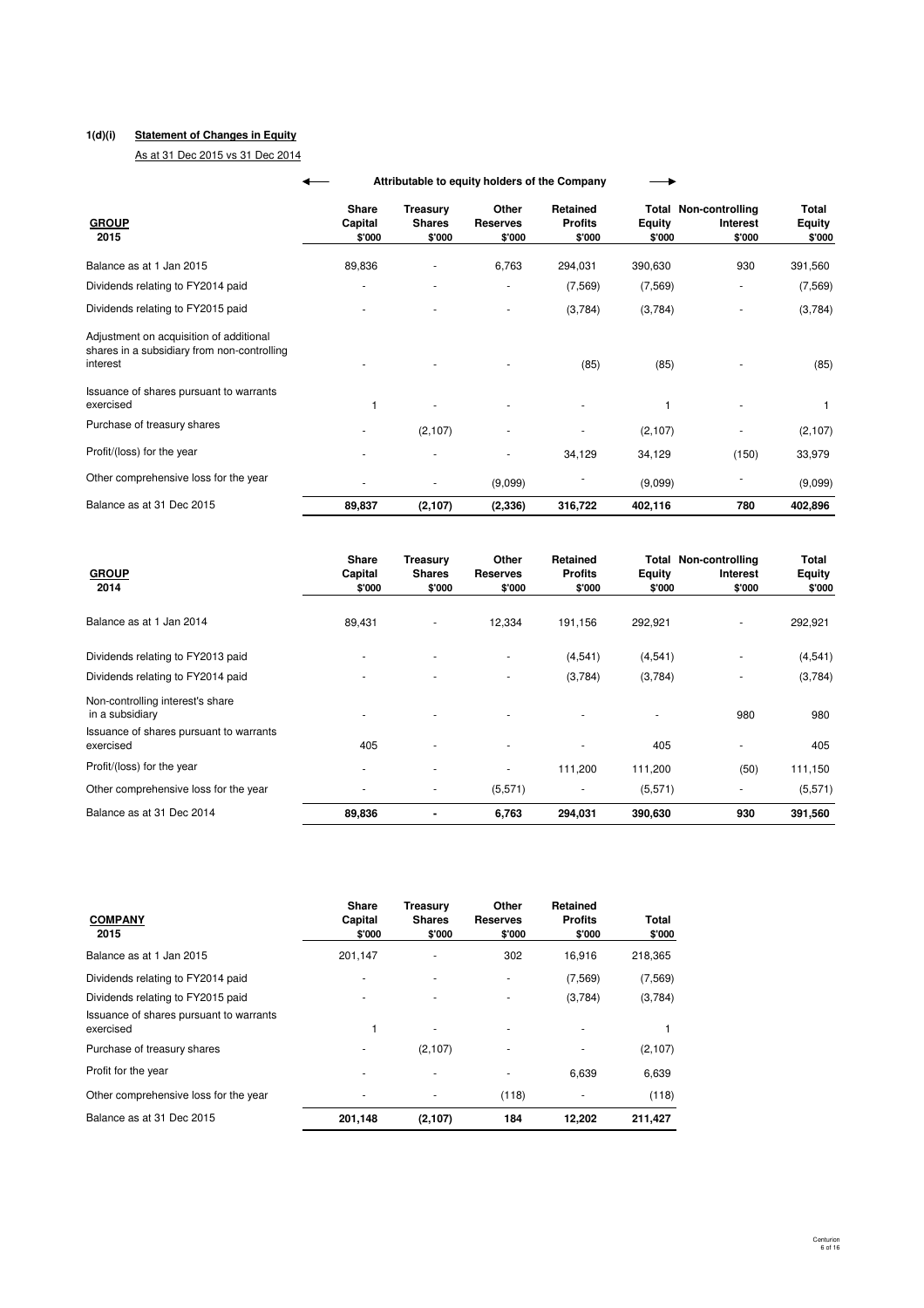**1(d)(i) Statement of Changes in Equity**

As at 31 Dec 2015 vs 31 Dec 2014

| **GROUP** 2015 | Attributable to equity holders of the Company | | | | | | |
|---|---|---|---|---|---|---|---|
| | **Share Capital** $'000 | **Treasury Shares** $'000 | **Other Reserves** $'000 | **Retained Profits** $'000 | **Total Equity** $'000 | **Non-controlling Interest** $'000 | **Total Equity** $'000 |
| Balance as at 1 Jan 2015 | 89,836 | - | 6,763 | 294,031 | 390,630 | 930 | 391,560 |
| Dividends relating to FY2014 paid | - | - | - | (7,569) | (7,569) | - | (7,569) |
| Dividends relating to FY2015 paid | - | - | - | (3,784) | (3,784) | - | (3,784) |
| Adjustment on acquisition of additional shares in a subsidiary from non-controlling interest | - | - | - | (85) | (85) | - | (85) |
| Issuance of shares pursuant to warrants exercised | 1 | - | - | - | 1 | - | 1 |
| Purchase of treasury shares | - | (2,107) | - | - | (2,107) | - | (2,107) |
| Profit/(loss) for the year | - | - | - | 34,129 | 34,129 | (150) | 33,979 |
| Other comprehensive loss for the year | - | - | (9,099) | - | (9,099) | - | (9,099) |
| Balance as at 31 Dec 2015 | **89,837** | **(2,107)** | **(2,336)** | **316,722** | **402,116** | **780** | **402,896** |

| **GROUP** 2014 | **Share Capital** $'000 | **Treasury Shares** $'000 | **Other Reserves** $'000 | **Retained Profits** $'000 | **Total Equity** $'000 | **Non-controlling Interest** $'000 | **Total Equity** $'000 |
|---|---|---|---|---|---|---|---|
| Balance as at 1 Jan 2014 | 89,431 | - | 12,334 | 191,156 | 292,921 | - | 292,921 |
| Dividends relating to FY2013 paid | - | - | - | (4,541) | (4,541) | - | (4,541) |
| Dividends relating to FY2014 paid | - | - | - | (3,784) | (3,784) | - | (3,784) |
| Non-controlling interest's share in a subsidiary | - | - | - | - | - | 980 | 980 |
| Issuance of shares pursuant to warrants exercised | 405 | - | - | - | 405 | - | 405 |
| Profit/(loss) for the year | - | - | - | 111,200 | 111,200 | (50) | 111,150 |
| Other comprehensive loss for the year | - | - | (5,571) | - | (5,571) | - | (5,571) |
| Balance as at 31 Dec 2014 | **89,836** | **-** | **6,763** | **294,031** | **390,630** | **930** | **391,560** |

| **COMPANY** 2015 | **Share Capital** $'000 | **Treasury Shares** $'000 | **Other Reserves** $'000 | **Retained Profits** $'000 | **Total** $'000 |
|---|---|---|---|---|---|
| Balance as at 1 Jan 2015 | 201,147 | - | 302 | 16,916 | 218,365 |
| Dividends relating to FY2014 paid | - | - | - | (7,569) | (7,569) |
| Dividends relating to FY2015 paid | - | - | - | (3,784) | (3,784) |
| Issuance of shares pursuant to warrants exercised | 1 | - | - | - | 1 |
| Purchase of treasury shares | - | (2,107) | - | - | (2,107) |
| Profit for the year | - | - | - | 6,639 | 6,639 |
| Other comprehensive loss for the year | - | - | (118) | - | (118) |
| Balance as at 31 Dec 2015 | **201,148** | **(2,107)** | **184** | **12,202** | **211,427** |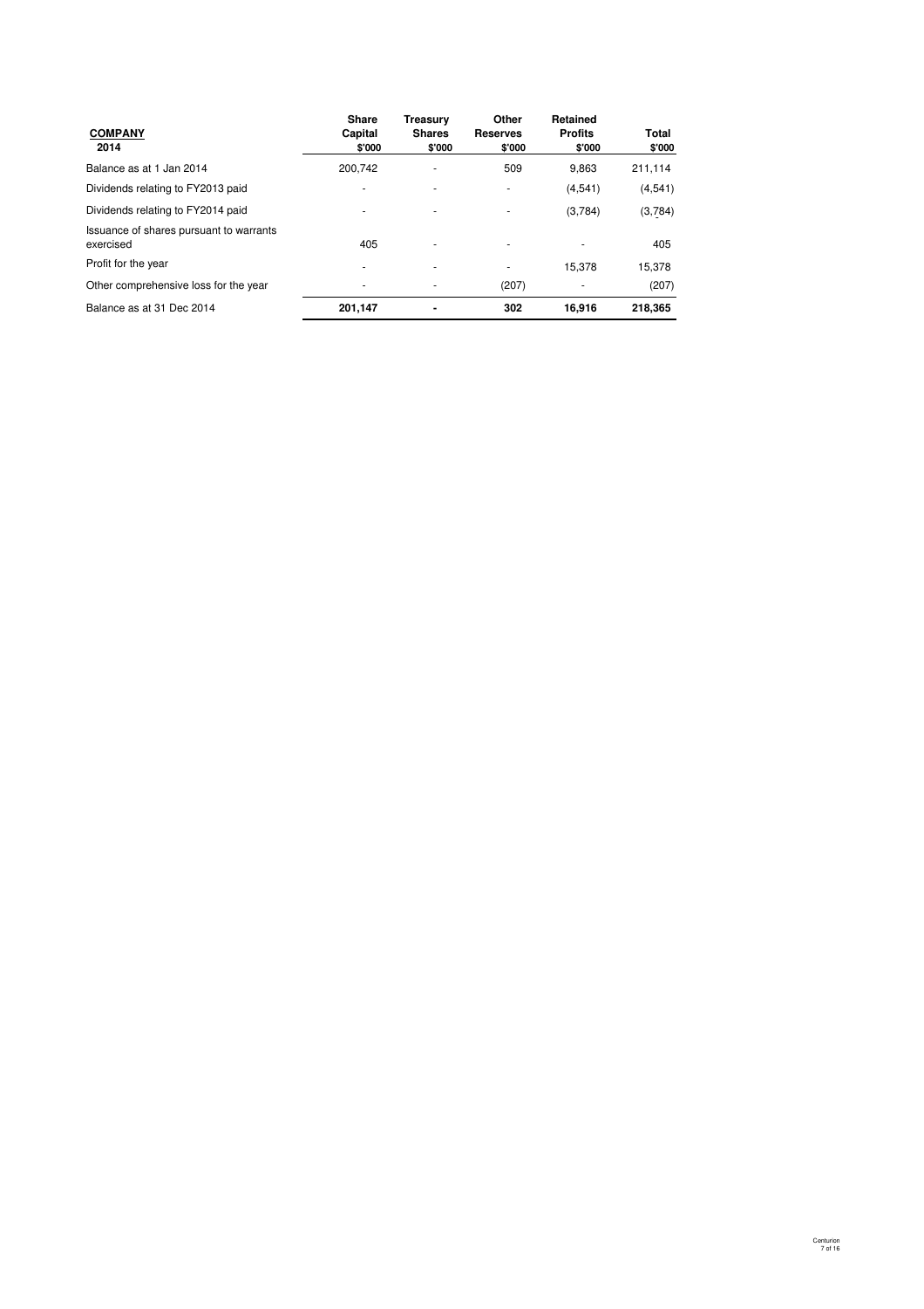| **COMPANY**<br>**2014** | **Share Capital**<br>**\$'000** | **Treasury Shares**<br>**\$'000** | **Other Reserves**<br>**\$'000** | **Retained Profits**<br>**\$'000** | **Total**<br>**\$'000** |
|---|---|---|---|---|---|
| Balance as at 1 Jan 2014 | 200,742 | - | 509 | 9,863 | 211,114 |
| Dividends relating to FY2013 paid | - | - | - | (4,541) | (4,541) |
| Dividends relating to FY2014 paid | - | - | - | (3,784) | (3,784) |
| Issuance of shares pursuant to warrants exercised | 405 | - | - | - | 405 |
| Profit for the year | - | - | - | 15,378 | 15,378 |
| Other comprehensive loss for the year | - | - | (207) | - | (207) |
| Balance as at 31 Dec 2014 | **201,147** | **-** | **302** | **16,916** | **218,365** |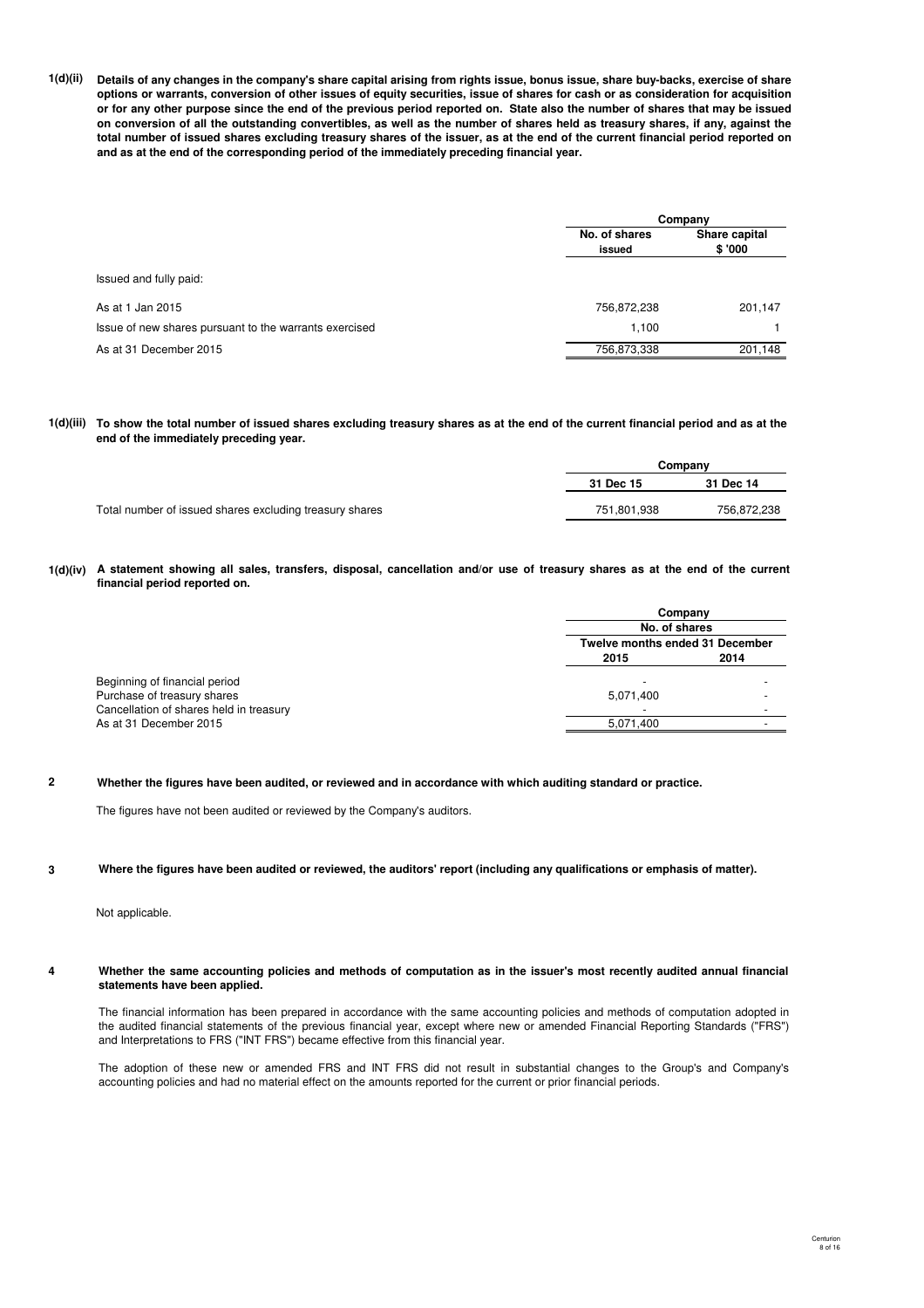**1(d)(ii) Details of any changes in the company's share capital arising from rights issue, bonus issue, share buy-backs, exercise of share options or warrants, conversion of other issues of equity securities, issue of shares for cash or as consideration for acquisition or for any other purpose since the end of the previous period reported on. State also the number of shares that may be issued on conversion of all the outstanding convertibles, as well as the number of shares held as treasury shares, if any, against the total number of issued shares excluding treasury shares of the issuer, as at the end of the current financial period reported on and as at the end of the corresponding period of the immediately preceding financial year.**

| | Company | |
|---|---|---|
| | No. of shares issued | Share capital $ '000 |
| Issued and fully paid: | | |
| As at 1 Jan 2015 | 756,872,238 | 201,147 |
| Issue of new shares pursuant to the warrants exercised | 1,100 | 1 |
| As at 31 December 2015 | 756,873,338 | 201,148 |

**1(d)(iii) To show the total number of issued shares excluding treasury shares as at the end of the current financial period and as at the end of the immediately preceding year.**

| | Company | |
|---|---|---|
| | 31 Dec 15 | 31 Dec 14 |
| Total number of issued shares excluding treasury shares | 751,801,938 | 756,872,238 |

**1(d)(iv) A statement showing all sales, transfers, disposal, cancellation and/or use of treasury shares as at the end of the current financial period reported on.**

| | Company | |
|---|---|---|
| | No. of shares | |
| | Twelve months ended 31 December | |
| | 2015 | 2014 |
| Beginning of financial period | - | - |
| Purchase of treasury shares | 5,071,400 | - |
| Cancellation of shares held in treasury | - | - |
| As at 31 December 2015 | 5,071,400 | - |

**2 Whether the figures have been audited, or reviewed and in accordance with which auditing standard or practice.**

The figures have not been audited or reviewed by the Company's auditors.

**3 Where the figures have been audited or reviewed, the auditors' report (including any qualifications or emphasis of matter).**

Not applicable.

**4 Whether the same accounting policies and methods of computation as in the issuer's most recently audited annual financial statements have been applied.**

The financial information has been prepared in accordance with the same accounting policies and methods of computation adopted in the audited financial statements of the previous financial year, except where new or amended Financial Reporting Standards ("FRS") and Interpretations to FRS ("INT FRS") became effective from this financial year.

The adoption of these new or amended FRS and INT FRS did not result in substantial changes to the Group's and Company's accounting policies and had no material effect on the amounts reported for the current or prior financial periods.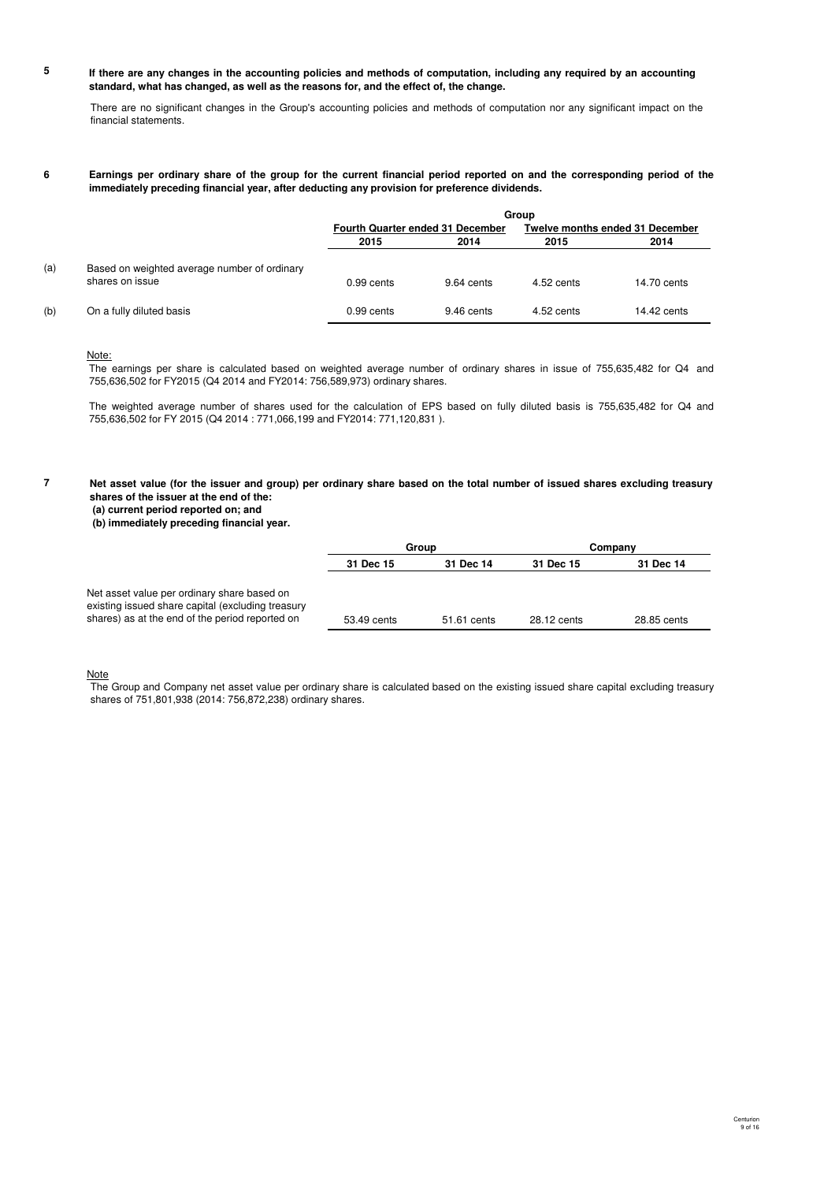**5 If there are any changes in the accounting policies and methods of computation, including any required by an accounting standard, what has changed, as well as the reasons for, and the effect of, the change.**

There are no significant changes in the Group's accounting policies and methods of computation nor any significant impact on the financial statements.

**6 Earnings per ordinary share of the group for the current financial period reported on and the corresponding period of the immediately preceding financial year, after deducting any provision for preference dividends.**

| | | Group | | | |
|---|---|---|---|---|---|
| | | Fourth Quarter ended 31 December | | Twelve months ended 31 December | |
| | | 2015 | 2014 | 2015 | 2014 |
| (a) | Based on weighted average number of ordinary shares on issue | 0.99 cents | 9.64 cents | 4.52 cents | 14.70 cents |
| (b) | On a fully diluted basis | 0.99 cents | 9.46 cents | 4.52 cents | 14.42 cents |

Note:

The earnings per share is calculated based on weighted average number of ordinary shares in issue of 755,635,482 for Q4 and 755,636,502 for FY2015 (Q4 2014 and FY2014: 756,589,973) ordinary shares.

The weighted average number of shares used for the calculation of EPS based on fully diluted basis is 755,635,482 for Q4 and 755,636,502 for FY 2015 (Q4 2014 : 771,066,199 and FY2014: 771,120,831 ).

**7 Net asset value (for the issuer and group) per ordinary share based on the total number of issued shares excluding treasury shares of the issuer at the end of the:**
**(a) current period reported on; and**
**(b) immediately preceding financial year.**

| | Group | | Company | |
|---|---|---|---|---|
| | 31 Dec 15 | 31 Dec 14 | 31 Dec 15 | 31 Dec 14 |
| Net asset value per ordinary share based on existing issued share capital (excluding treasury shares) as at the end of the period reported on | 53.49 cents | 51.61 cents | 28.12 cents | 28.85 cents |

Note

The Group and Company net asset value per ordinary share is calculated based on the existing issued share capital excluding treasury shares of 751,801,938 (2014: 756,872,238) ordinary shares.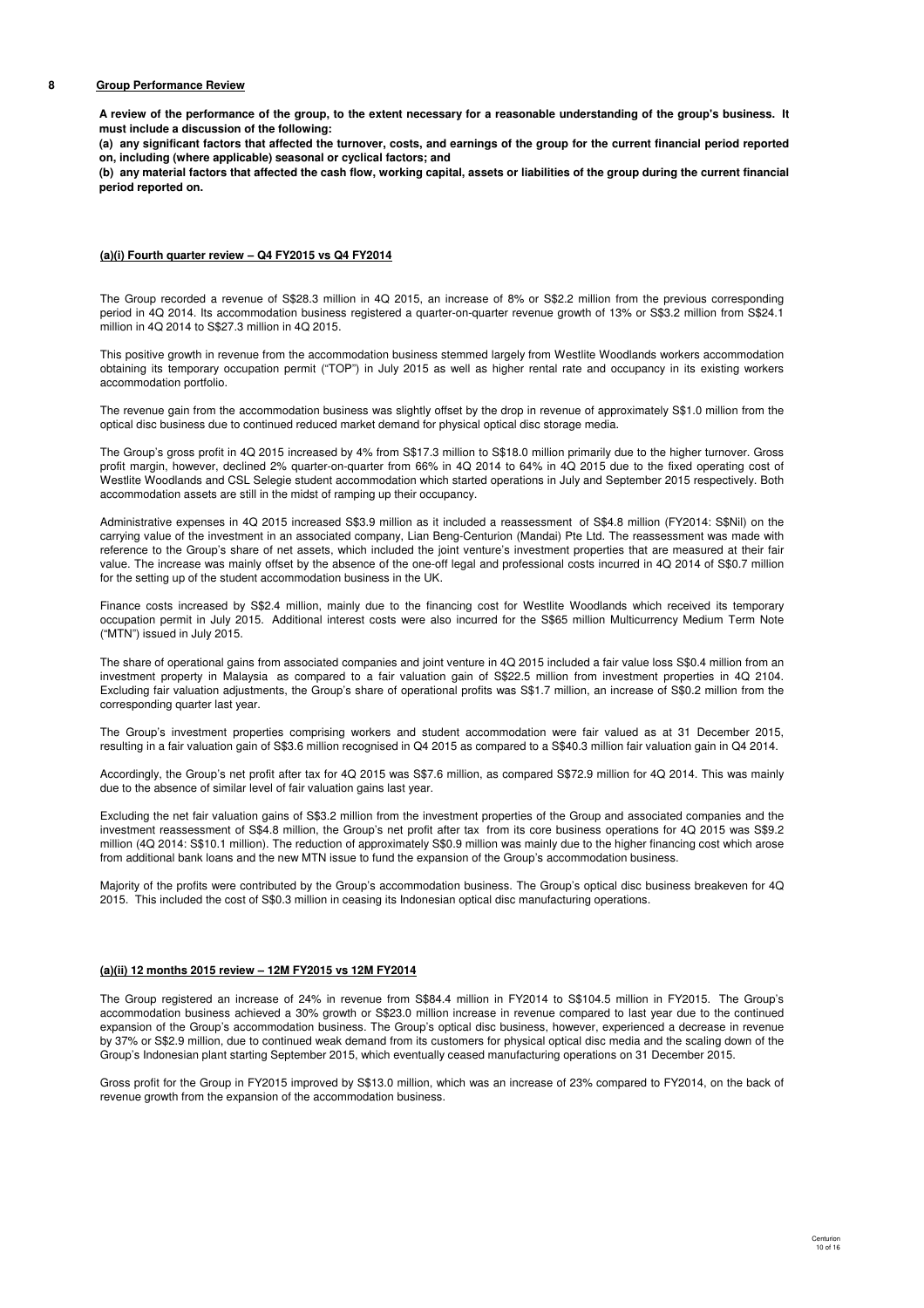## 8 Group Performance Review

**A review of the performance of the group, to the extent necessary for a reasonable understanding of the group's business. It must include a discussion of the following:**

**(a) any significant factors that affected the turnover, costs, and earnings of the group for the current financial period reported on, including (where applicable) seasonal or cyclical factors; and**

**(b) any material factors that affected the cash flow, working capital, assets or liabilities of the group during the current financial period reported on.**

### (a)(i) Fourth quarter review – Q4 FY2015 vs Q4 FY2014

The Group recorded a revenue of S$28.3 million in 4Q 2015, an increase of 8% or S$2.2 million from the previous corresponding period in 4Q 2014. Its accommodation business registered a quarter-on-quarter revenue growth of 13% or S$3.2 million from S$24.1 million in 4Q 2014 to S$27.3 million in 4Q 2015.

This positive growth in revenue from the accommodation business stemmed largely from Westlite Woodlands workers accommodation obtaining its temporary occupation permit ("TOP") in July 2015 as well as higher rental rate and occupancy in its existing workers accommodation portfolio.

The revenue gain from the accommodation business was slightly offset by the drop in revenue of approximately S$1.0 million from the optical disc business due to continued reduced market demand for physical optical disc storage media.

The Group's gross profit in 4Q 2015 increased by 4% from S$17.3 million to S$18.0 million primarily due to the higher turnover. Gross profit margin, however, declined 2% quarter-on-quarter from 66% in 4Q 2014 to 64% in 4Q 2015 due to the fixed operating cost of Westlite Woodlands and CSL Selegie student accommodation which started operations in July and September 2015 respectively. Both accommodation assets are still in the midst of ramping up their occupancy.

Administrative expenses in 4Q 2015 increased S$3.9 million as it included a reassessment of S$4.8 million (FY2014: S$Nil) on the carrying value of the investment in an associated company, Lian Beng-Centurion (Mandai) Pte Ltd. The reassessment was made with reference to the Group's share of net assets, which included the joint venture's investment properties that are measured at their fair value. The increase was mainly offset by the absence of the one-off legal and professional costs incurred in 4Q 2014 of S$0.7 million for the setting up of the student accommodation business in the UK.

Finance costs increased by S$2.4 million, mainly due to the financing cost for Westlite Woodlands which received its temporary occupation permit in July 2015. Additional interest costs were also incurred for the S$65 million Multicurrency Medium Term Note ("MTN") issued in July 2015.

The share of operational gains from associated companies and joint venture in 4Q 2015 included a fair value loss S$0.4 million from an investment property in Malaysia as compared to a fair valuation gain of S$22.5 million from investment properties in 4Q 2104. Excluding fair valuation adjustments, the Group's share of operational profits was S$1.7 million, an increase of S$0.2 million from the corresponding quarter last year.

The Group's investment properties comprising workers and student accommodation were fair valued as at 31 December 2015, resulting in a fair valuation gain of S$3.6 million recognised in Q4 2015 as compared to a S$40.3 million fair valuation gain in Q4 2014.

Accordingly, the Group's net profit after tax for 4Q 2015 was S$7.6 million, as compared S$72.9 million for 4Q 2014. This was mainly due to the absence of similar level of fair valuation gains last year.

Excluding the net fair valuation gains of S$3.2 million from the investment properties of the Group and associated companies and the investment reassessment of S$4.8 million, the Group's net profit after tax from its core business operations for 4Q 2015 was S$9.2 million (4Q 2014: S$10.1 million). The reduction of approximately S$0.9 million was mainly due to the higher financing cost which arose from additional bank loans and the new MTN issue to fund the expansion of the Group's accommodation business.

Majority of the profits were contributed by the Group's accommodation business. The Group's optical disc business breakeven for 4Q 2015. This included the cost of S$0.3 million in ceasing its Indonesian optical disc manufacturing operations.

### (a)(ii) 12 months 2015 review – 12M FY2015 vs 12M FY2014

The Group registered an increase of 24% in revenue from S$84.4 million in FY2014 to S$104.5 million in FY2015. The Group's accommodation business achieved a 30% growth or S$23.0 million increase in revenue compared to last year due to the continued expansion of the Group's accommodation business. The Group's optical disc business, however, experienced a decrease in revenue by 37% or S$2.9 million, due to continued weak demand from its customers for physical optical disc media and the scaling down of the Group's Indonesian plant starting September 2015, which eventually ceased manufacturing operations on 31 December 2015.

Gross profit for the Group in FY2015 improved by S$13.0 million, which was an increase of 23% compared to FY2014, on the back of revenue growth from the expansion of the accommodation business.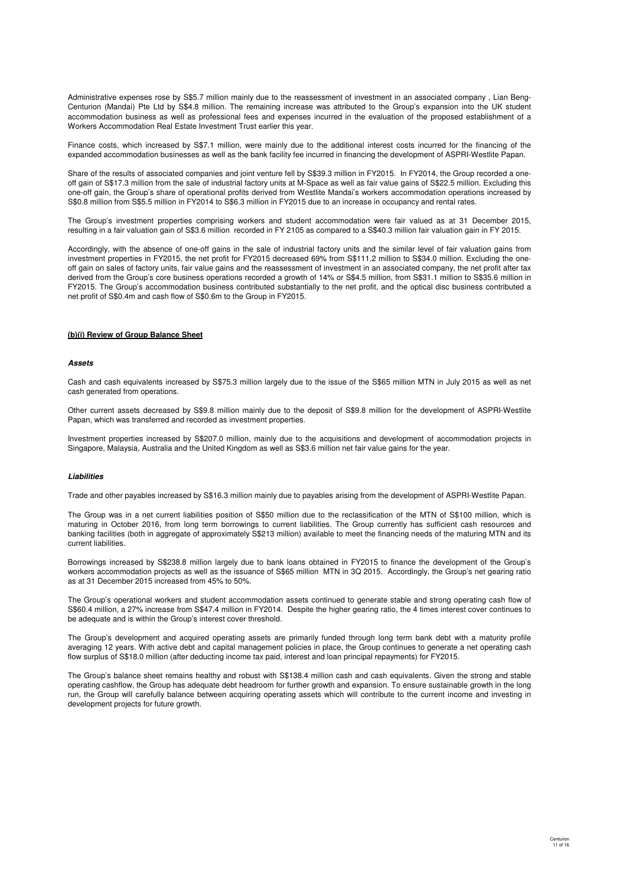Administrative expenses rose by S$5.7 million mainly due to the reassessment of investment in an associated company , Lian Beng-Centurion (Mandai) Pte Ltd by S$4.8 million. The remaining increase was attributed to the Group's expansion into the UK student accommodation business as well as professional fees and expenses incurred in the evaluation of the proposed establishment of a Workers Accommodation Real Estate Investment Trust earlier this year.

Finance costs, which increased by S$7.1 million, were mainly due to the additional interest costs incurred for the financing of the expanded accommodation businesses as well as the bank facility fee incurred in financing the development of ASPRI-Westlite Papan.

Share of the results of associated companies and joint venture fell by S$39.3 million in FY2015. In FY2014, the Group recorded a one-off gain of S$17.3 million from the sale of industrial factory units at M-Space as well as fair value gains of S$22.5 million. Excluding this one-off gain, the Group's share of operational profits derived from Westlite Mandai's workers accommodation operations increased by S$0.8 million from S$5.5 million in FY2014 to S$6.3 million in FY2015 due to an increase in occupancy and rental rates.

The Group's investment properties comprising workers and student accommodation were fair valued as at 31 December 2015, resulting in a fair valuation gain of S$3.6 million recorded in FY 2105 as compared to a S$40.3 million fair valuation gain in FY 2015.

Accordingly, with the absence of one-off gains in the sale of industrial factory units and the similar level of fair valuation gains from investment properties in FY2015, the net profit for FY2015 decreased 69% from S$111.2 million to S$34.0 million. Excluding the one-off gain on sales of factory units, fair value gains and the reassessment of investment in an associated company, the net profit after tax derived from the Group's core business operations recorded a growth of 14% or S$4.5 million, from S$31.1 million to S$35.6 million in FY2015. The Group's accommodation business contributed substantially to the net profit, and the optical disc business contributed a net profit of S$0.4m and cash flow of S$0.6m to the Group in FY2015.

**(b)(i) Review of Group Balance Sheet**

***Assets***

Cash and cash equivalents increased by S$75.3 million largely due to the issue of the S$65 million MTN in July 2015 as well as net cash generated from operations.

Other current assets decreased by S$9.8 million mainly due to the deposit of S$9.8 million for the development of ASPRI-Westlite Papan, which was transferred and recorded as investment properties.

Investment properties increased by S$207.0 million, mainly due to the acquisitions and development of accommodation projects in Singapore, Malaysia, Australia and the United Kingdom as well as S$3.6 million net fair value gains for the year.

***Liabilities***

Trade and other payables increased by S$16.3 million mainly due to payables arising from the development of ASPRI-Westlite Papan.

The Group was in a net current liabilities position of S$50 million due to the reclassification of the MTN of S$100 million, which is maturing in October 2016, from long term borrowings to current liabilities. The Group currently has sufficient cash resources and banking facilities (both in aggregate of approximately S$213 million) available to meet the financing needs of the maturing MTN and its current liabilities.

Borrowings increased by S$238.8 million largely due to bank loans obtained in FY2015 to finance the development of the Group's workers accommodation projects as well as the issuance of S$65 million MTN in 3Q 2015. Accordingly, the Group's net gearing ratio as at 31 December 2015 increased from 45% to 50%.

The Group's operational workers and student accommodation assets continued to generate stable and strong operating cash flow of S$60.4 million, a 27% increase from S$47.4 million in FY2014. Despite the higher gearing ratio, the 4 times interest cover continues to be adequate and is within the Group's interest cover threshold.

The Group's development and acquired operating assets are primarily funded through long term bank debt with a maturity profile averaging 12 years. With active debt and capital management policies in place, the Group continues to generate a net operating cash flow surplus of S$18.0 million (after deducting income tax paid, interest and loan principal repayments) for FY2015.

The Group's balance sheet remains healthy and robust with S$138.4 million cash and cash equivalents. Given the strong and stable operating cashflow, the Group has adequate debt headroom for further growth and expansion. To ensure sustainable growth in the long run, the Group will carefully balance between acquiring operating assets which will contribute to the current income and investing in development projects for future growth.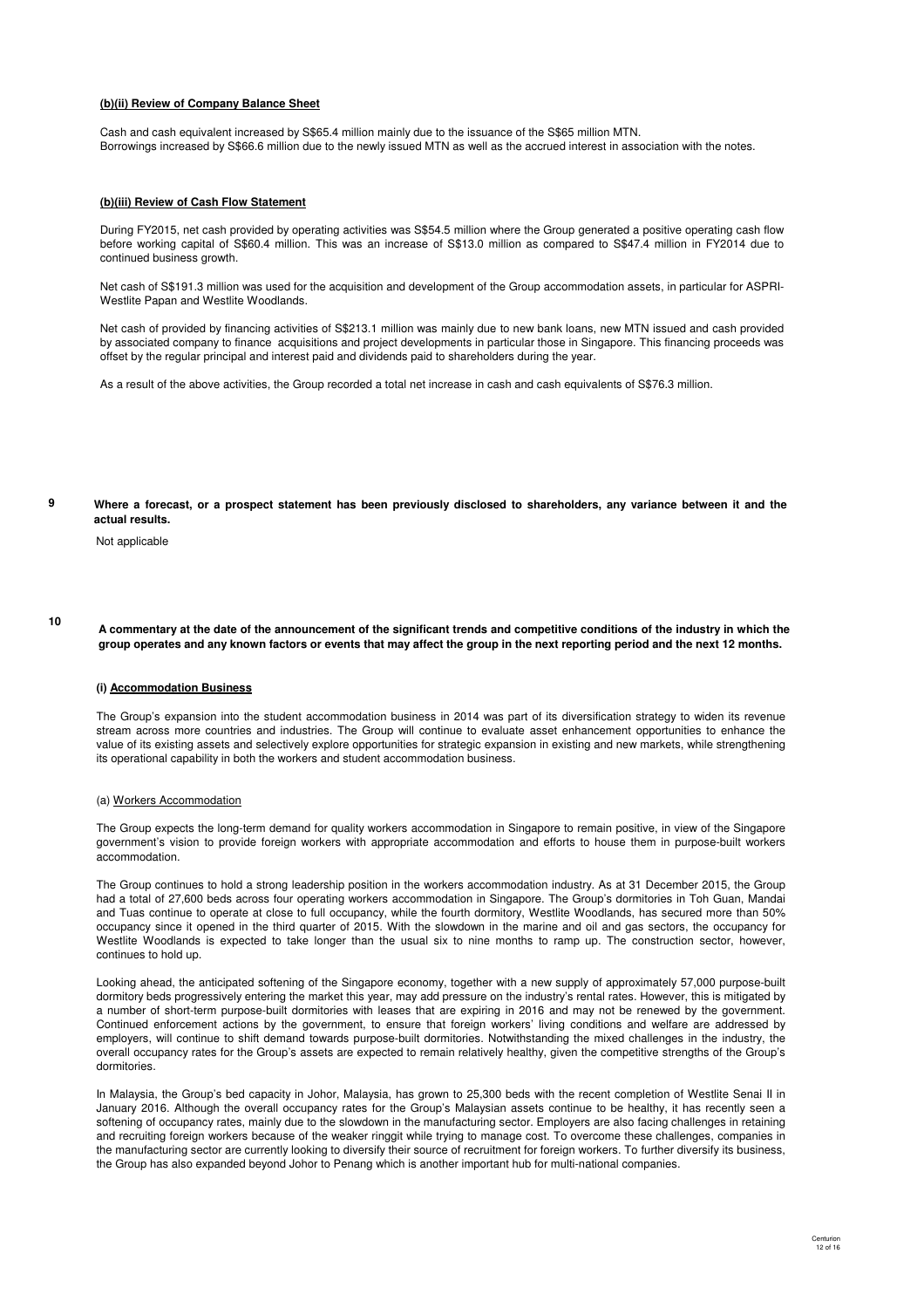**(b)(ii) Review of Company Balance Sheet**

Cash and cash equivalent increased by S$65.4 million mainly due to the issuance of the S$65 million MTN.
Borrowings increased by S$66.6 million due to the newly issued MTN as well as the accrued interest in association with the notes.

**(b)(iii) Review of Cash Flow Statement**

During FY2015, net cash provided by operating activities was S$54.5 million where the Group generated a positive operating cash flow before working capital of S$60.4 million. This was an increase of S$13.0 million as compared to S$47.4 million in FY2014 due to continued business growth.

Net cash of S$191.3 million was used for the acquisition and development of the Group accommodation assets, in particular for ASPRI-Westlite Papan and Westlite Woodlands.

Net cash of provided by financing activities of S$213.1 million was mainly due to new bank loans, new MTN issued and cash provided by associated company to finance acquisitions and project developments in particular those in Singapore. This financing proceeds was offset by the regular principal and interest paid and dividends paid to shareholders during the year.

As a result of the above activities, the Group recorded a total net increase in cash and cash equivalents of S$76.3 million.

**9 Where a forecast, or a prospect statement has been previously disclosed to shareholders, any variance between it and the actual results.**

Not applicable

**10 A commentary at the date of the announcement of the significant trends and competitive conditions of the industry in which the group operates and any known factors or events that may affect the group in the next reporting period and the next 12 months.**

**(i) Accommodation Business**

The Group's expansion into the student accommodation business in 2014 was part of its diversification strategy to widen its revenue stream across more countries and industries. The Group will continue to evaluate asset enhancement opportunities to enhance the value of its existing assets and selectively explore opportunities for strategic expansion in existing and new markets, while strengthening its operational capability in both the workers and student accommodation business.

(a) Workers Accommodation

The Group expects the long-term demand for quality workers accommodation in Singapore to remain positive, in view of the Singapore government's vision to provide foreign workers with appropriate accommodation and efforts to house them in purpose-built workers accommodation.

The Group continues to hold a strong leadership position in the workers accommodation industry. As at 31 December 2015, the Group had a total of 27,600 beds across four operating workers accommodation in Singapore. The Group's dormitories in Toh Guan, Mandai and Tuas continue to operate at close to full occupancy, while the fourth dormitory, Westlite Woodlands, has secured more than 50% occupancy since it opened in the third quarter of 2015. With the slowdown in the marine and oil and gas sectors, the occupancy for Westlite Woodlands is expected to take longer than the usual six to nine months to ramp up. The construction sector, however, continues to hold up.

Looking ahead, the anticipated softening of the Singapore economy, together with a new supply of approximately 57,000 purpose-built dormitory beds progressively entering the market this year, may add pressure on the industry's rental rates. However, this is mitigated by a number of short-term purpose-built dormitories with leases that are expiring in 2016 and may not be renewed by the government. Continued enforcement actions by the government, to ensure that foreign workers' living conditions and welfare are addressed by employers, will continue to shift demand towards purpose-built dormitories. Notwithstanding the mixed challenges in the industry, the overall occupancy rates for the Group's assets are expected to remain relatively healthy, given the competitive strengths of the Group's dormitories.

In Malaysia, the Group's bed capacity in Johor, Malaysia, has grown to 25,300 beds with the recent completion of Westlite Senai II in January 2016. Although the overall occupancy rates for the Group's Malaysian assets continue to be healthy, it has recently seen a softening of occupancy rates, mainly due to the slowdown in the manufacturing sector. Employers are also facing challenges in retaining and recruiting foreign workers because of the weaker ringgit while trying to manage cost. To overcome these challenges, companies in the manufacturing sector are currently looking to diversify their source of recruitment for foreign workers. To further diversify its business, the Group has also expanded beyond Johor to Penang which is another important hub for multi-national companies.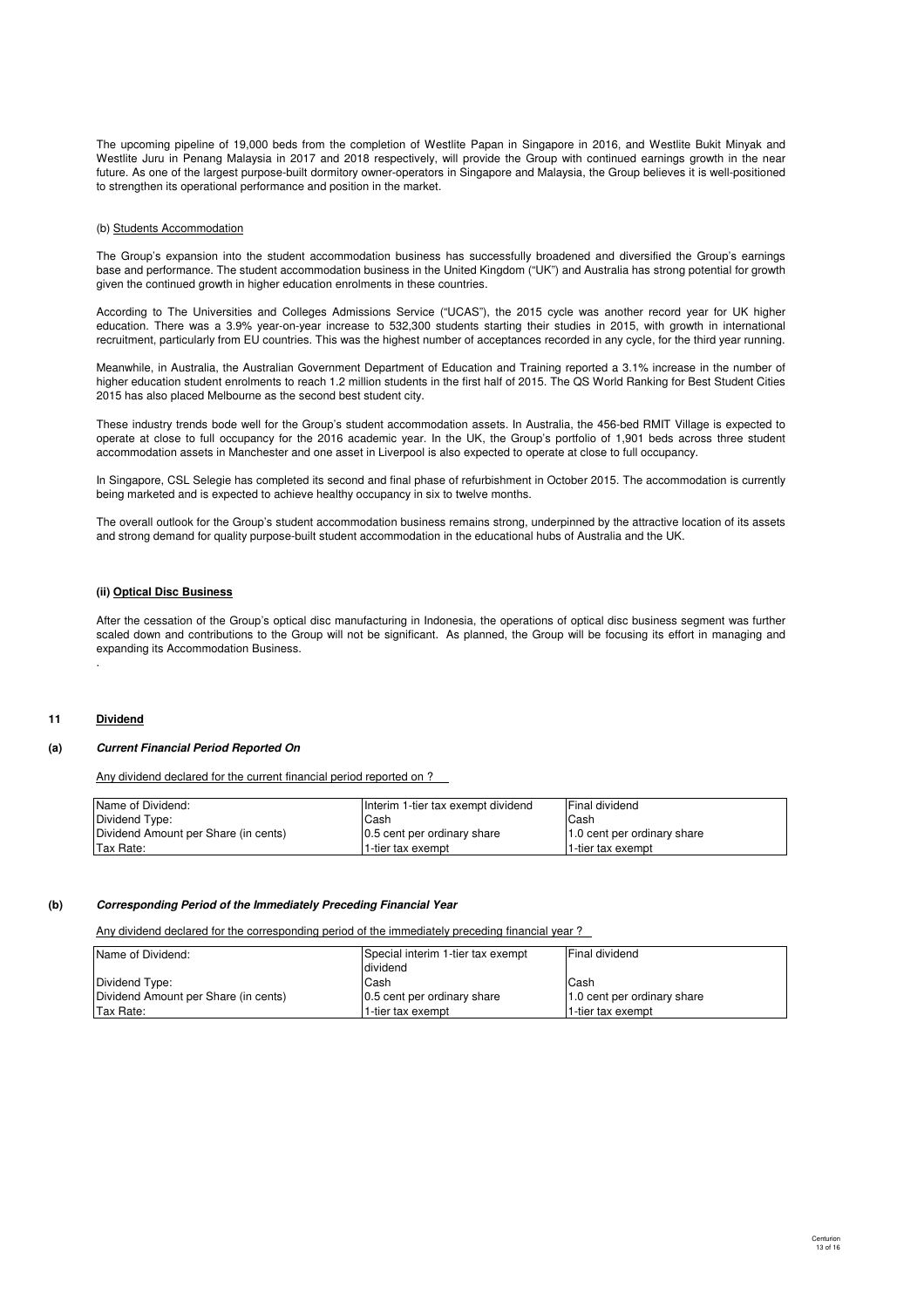The upcoming pipeline of 19,000 beds from the completion of Westlite Papan in Singapore in 2016, and Westlite Bukit Minyak and Westlite Juru in Penang Malaysia in 2017 and 2018 respectively, will provide the Group with continued earnings growth in the near future. As one of the largest purpose-built dormitory owner-operators in Singapore and Malaysia, the Group believes it is well-positioned to strengthen its operational performance and position in the market.

(b) Students Accommodation

The Group's expansion into the student accommodation business has successfully broadened and diversified the Group's earnings base and performance. The student accommodation business in the United Kingdom ("UK") and Australia has strong potential for growth given the continued growth in higher education enrolments in these countries.

According to The Universities and Colleges Admissions Service ("UCAS"), the 2015 cycle was another record year for UK higher education. There was a 3.9% year-on-year increase to 532,300 students starting their studies in 2015, with growth in international recruitment, particularly from EU countries. This was the highest number of acceptances recorded in any cycle, for the third year running.

Meanwhile, in Australia, the Australian Government Department of Education and Training reported a 3.1% increase in the number of higher education student enrolments to reach 1.2 million students in the first half of 2015. The QS World Ranking for Best Student Cities 2015 has also placed Melbourne as the second best student city.

These industry trends bode well for the Group's student accommodation assets. In Australia, the 456-bed RMIT Village is expected to operate at close to full occupancy for the 2016 academic year. In the UK, the Group's portfolio of 1,901 beds across three student accommodation assets in Manchester and one asset in Liverpool is also expected to operate at close to full occupancy.

In Singapore, CSL Selegie has completed its second and final phase of refurbishment in October 2015. The accommodation is currently being marketed and is expected to achieve healthy occupancy in six to twelve months.

The overall outlook for the Group's student accommodation business remains strong, underpinned by the attractive location of its assets and strong demand for quality purpose-built student accommodation in the educational hubs of Australia and the UK.

**(ii) Optical Disc Business**

After the cessation of the Group's optical disc manufacturing in Indonesia, the operations of optical disc business segment was further scaled down and contributions to the Group will not be significant. As planned, the Group will be focusing its effort in managing and expanding its Accommodation Business.

## 11 Dividend

### (a) *Current Financial Period Reported On*

Any dividend declared for the current financial period reported on ?

| Name of Dividend: | Interim 1-tier tax exempt dividend | Final dividend |
|---|---|---|
| Dividend Type: | Cash | Cash |
| Dividend Amount per Share (in cents) | 0.5 cent per ordinary share | 1.0 cent per ordinary share |
| Tax Rate: | 1-tier tax exempt | 1-tier tax exempt |

### (b) *Corresponding Period of the Immediately Preceding Financial Year*

Any dividend declared for the corresponding period of the immediately preceding financial year ?

| Name of Dividend: | Special interim 1-tier tax exempt dividend | Final dividend |
|---|---|---|
| Dividend Type: | Cash | Cash |
| Dividend Amount per Share (in cents) | 0.5 cent per ordinary share | 1.0 cent per ordinary share |
| Tax Rate: | 1-tier tax exempt | 1-tier tax exempt |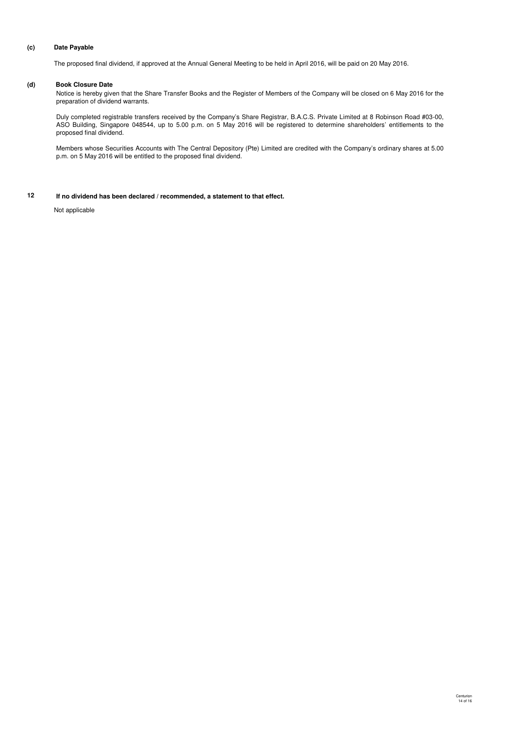**(c) Date Payable**

The proposed final dividend, if approved at the Annual General Meeting to be held in April 2016, will be paid on 20 May 2016.

**(d) Book Closure Date**

Notice is hereby given that the Share Transfer Books and the Register of Members of the Company will be closed on 6 May 2016 for the preparation of dividend warrants.

Duly completed registrable transfers received by the Company's Share Registrar, B.A.C.S. Private Limited at 8 Robinson Road #03-00, ASO Building, Singapore 048544, up to 5.00 p.m. on 5 May 2016 will be registered to determine shareholders' entitlements to the proposed final dividend.

Members whose Securities Accounts with The Central Depository (Pte) Limited are credited with the Company's ordinary shares at 5.00 p.m. on 5 May 2016 will be entitled to the proposed final dividend.

**12 If no dividend has been declared / recommended, a statement to that effect.**

Not applicable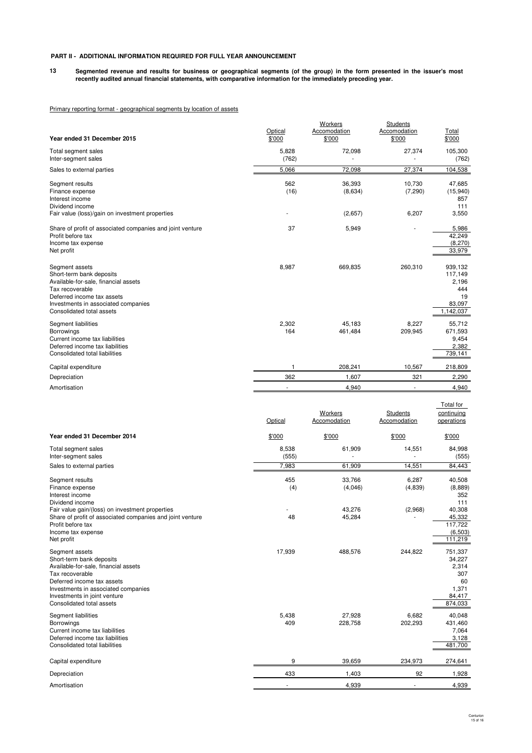**PART II - ADDITIONAL INFORMATION REQUIRED FOR FULL YEAR ANNOUNCEMENT**

**13 Segmented revenue and results for business or geographical segments (of the group) in the form presented in the issuer's most recently audited annual financial statements, with comparative information for the immediately preceding year.**

Primary reporting format - geographical segments by location of assets

| Year ended 31 December 2015 | Optical $'000 | Workers Accomodation $'000 | Students Accomodation $'000 | Total $'000 |
|---|---|---|---|---|
| Total segment sales | 5,828 | 72,098 | 27,374 | 105,300 |
| Inter-segment sales | (762) | - | - | (762) |
| Sales to external parties | 5,066 | 72,098 | 27,374 | 104,538 |
| Segment results | 562 | 36,393 | 10,730 | 47,685 |
| Finance expense | (16) | (8,634) | (7,290) | (15,940) |
| Interest income | | | | 857 |
| Dividend income | | | | 111 |
| Fair value (loss)/gain on investment properties | - | (2,657) | 6,207 | 3,550 |
| Share of profit of associated companies and joint venture | 37 | 5,949 | - | 5,986 |
| Profit before tax | | | | 42,249 |
| Income tax expense | | | | (8,270) |
| Net profit | | | | 33,979 |
| Segment assets | 8,987 | 669,835 | 260,310 | 939,132 |
| Short-term bank deposits | | | | 117,149 |
| Available-for-sale, financial assets | | | | 2,196 |
| Tax recoverable | | | | 444 |
| Deferred income tax assets | | | | 19 |
| Investments in associated companies | | | | 83,097 |
| Consolidated total assets | | | | 1,142,037 |
| Segment liabilities | 2,302 | 45,183 | 8,227 | 55,712 |
| Borrowings | 164 | 461,484 | 209,945 | 671,593 |
| Current income tax liabilities | | | | 9,454 |
| Deferred income tax liabilities | | | | 2,382 |
| Consolidated total liabilities | | | | 739,141 |
| Capital expenditure | 1 | 208,241 | 10,567 | 218,809 |
| Depreciation | 362 | 1,607 | 321 | 2,290 |
| Amortisation | - | 4,940 | - | 4,940 |

| Year ended 31 December 2014 | Optical $'000 | Workers Accomodation $'000 | Students Accomodation $'000 | Total for continuing operations $'000 |
|---|---|---|---|---|
| Total segment sales | 8,538 | 61,909 | 14,551 | 84,998 |
| Inter-segment sales | (555) | - | - | (555) |
| Sales to external parties | 7,983 | 61,909 | 14,551 | 84,443 |
| Segment results | 455 | 33,766 | 6,287 | 40,508 |
| Finance expense | (4) | (4,046) | (4,839) | (8,889) |
| Interest income | | | | 352 |
| Dividend income | | | | 111 |
| Fair value gain/(loss) on investment properties | - | 43,276 | (2,968) | 40,308 |
| Share of profit of associated companies and joint venture | 48 | 45,284 | - | 45,332 |
| Profit before tax | | | | 117,722 |
| Income tax expense | | | | (6,503) |
| Net profit | | | | 111,219 |
| Segment assets | 17,939 | 488,576 | 244,822 | 751,337 |
| Short-term bank deposits | | | | 34,227 |
| Available-for-sale, financial assets | | | | 2,314 |
| Tax recoverable | | | | 307 |
| Deferred income tax assets | | | | 60 |
| Investments in associated companies | | | | 1,371 |
| Investments in joint venture | | | | 84,417 |
| Consolidated total assets | | | | 874,033 |
| Segment liabilities | 5,438 | 27,928 | 6,682 | 40,048 |
| Borrowings | 409 | 228,758 | 202,293 | 431,460 |
| Current income tax liabilities | | | | 7,064 |
| Deferred income tax liabilities | | | | 3,128 |
| Consolidated total liabilities | | | | 481,700 |
| Capital expenditure | 9 | 39,659 | 234,973 | 274,641 |
| Depreciation | 433 | 1,403 | 92 | 1,928 |
| Amortisation | - | 4,939 | - | 4,939 |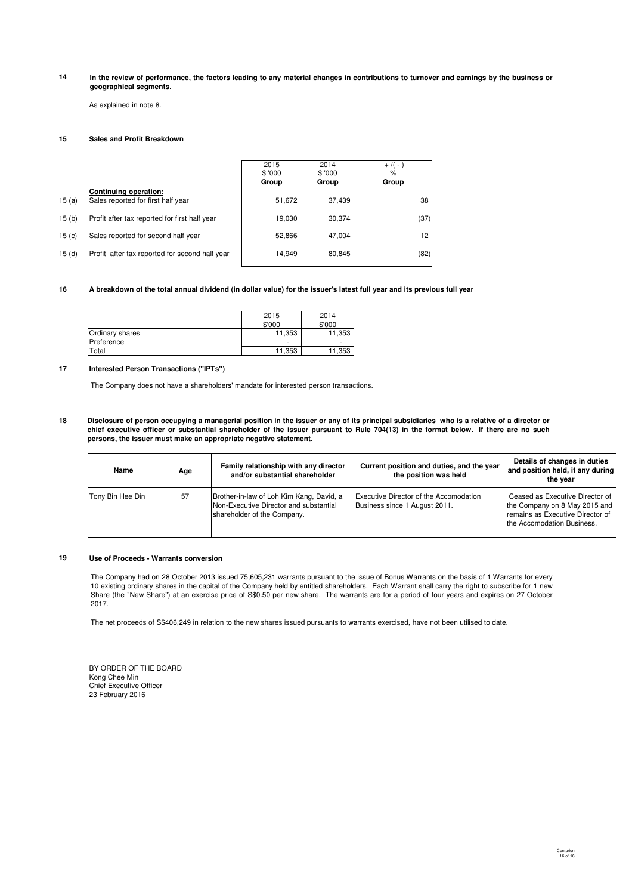**14 In the review of performance, the factors leading to any material changes in contributions to turnover and earnings by the business or geographical segments.**

As explained in note 8.

**15 Sales and Profit Breakdown**

| | | 2015 \$ '000 Group | 2014 \$ '000 Group | + /( - ) % Group |
|---|---|---|---|---|
| | **Continuing operation:** | | | |
| 15 (a) | Sales reported for first half year | 51,672 | 37,439 | 38 |
| 15 (b) | Profit after tax reported for first half year | 19,030 | 30,374 | (37) |
| 15 (c) | Sales reported for second half year | 52,866 | 47,004 | 12 |
| 15 (d) | Profit after tax reported for second half year | 14,949 | 80,845 | (82) |

**16 A breakdown of the total annual dividend (in dollar value) for the issuer's latest full year and its previous full year**

| | 2015 \$'000 | 2014 \$'000 |
|---|---|---|
| Ordinary shares | 11,353 | 11,353 |
| Preference | - | - |
| Total | 11,353 | 11,353 |

**17 Interested Person Transactions ("IPTs")**

The Company does not have a shareholders' mandate for interested person transactions.

**18 Disclosure of person occupying a managerial position in the issuer or any of its principal subsidiaries who is a relative of a director or chief executive officer or substantial shareholder of the issuer pursuant to Rule 704(13) in the format below. If there are no such persons, the issuer must make an appropriate negative statement.**

| Name | Age | Family relationship with any director and/or substantial shareholder | Current position and duties, and the year the position was held | Details of changes in duties and position held, if any during the year |
|---|---|---|---|---|
| Tony Bin Hee Din | 57 | Brother-in-law of Loh Kim Kang, David, a Non-Executive Director and substantial shareholder of the Company. | Executive Director of the Accomodation Business since 1 August 2011. | Ceased as Executive Director of the Company on 8 May 2015 and remains as Executive Director of the Accomodation Business. |

**19 Use of Proceeds - Warrants conversion**

The Company had on 28 October 2013 issued 75,605,231 warrants pursuant to the issue of Bonus Warrants on the basis of 1 Warrants for every 10 existing ordinary shares in the capital of the Company held by entitled shareholders. Each Warrant shall carry the right to subscribe for 1 new Share (the "New Share") at an exercise price of S\$0.50 per new share. The warrants are for a period of four years and expires on 27 October 2017.

The net proceeds of S\$406,249 in relation to the new shares issued pursuants to warrants exercised, have not been utilised to date.

BY ORDER OF THE BOARD
Kong Chee Min
Chief Executive Officer
23 February 2016